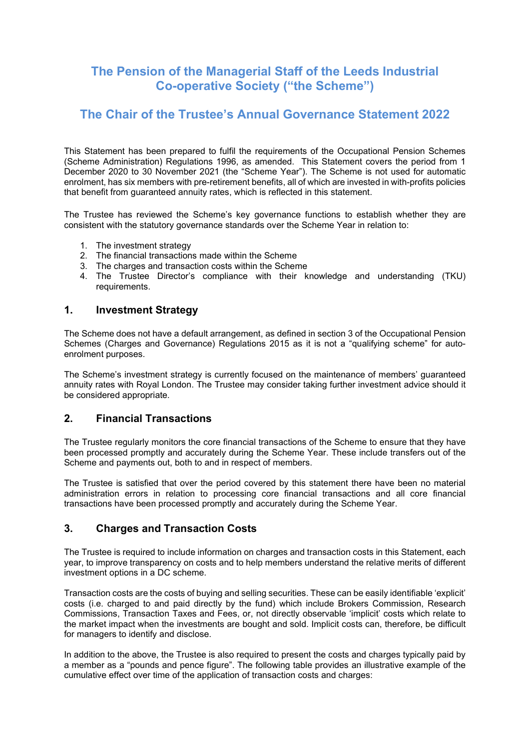# The Pension of the Managerial Staff of the Leeds Industrial Co-operative Society ("the Scheme")

# The Chair of the Trustee's Annual Governance Statement 2022

This Statement has been prepared to fulfil the requirements of the Occupational Pension Schemes (Scheme Administration) Regulations 1996, as amended. This Statement covers the period from 1 December 2020 to 30 November 2021 (the "Scheme Year"). The Scheme is not used for automatic enrolment, has six members with pre-retirement benefits, all of which are invested in with-profits policies that benefit from guaranteed annuity rates, which is reflected in this statement.

The Trustee has reviewed the Scheme's key governance functions to establish whether they are consistent with the statutory governance standards over the Scheme Year in relation to:

1. The investment strategy
2. The financial transactions made within the Scheme
3. The charges and transaction costs within the Scheme
4. The Trustee Director's compliance with their knowledge and understanding (TKU) requirements.

## 1. Investment Strategy

The Scheme does not have a default arrangement, as defined in section 3 of the Occupational Pension Schemes (Charges and Governance) Regulations 2015 as it is not a "qualifying scheme" for auto-enrolment purposes.

The Scheme's investment strategy is currently focused on the maintenance of members' guaranteed annuity rates with Royal London. The Trustee may consider taking further investment advice should it be considered appropriate.

## 2. Financial Transactions

The Trustee regularly monitors the core financial transactions of the Scheme to ensure that they have been processed promptly and accurately during the Scheme Year. These include transfers out of the Scheme and payments out, both to and in respect of members.

The Trustee is satisfied that over the period covered by this statement there have been no material administration errors in relation to processing core financial transactions and all core financial transactions have been processed promptly and accurately during the Scheme Year.

## 3. Charges and Transaction Costs

The Trustee is required to include information on charges and transaction costs in this Statement, each year, to improve transparency on costs and to help members understand the relative merits of different investment options in a DC scheme.

Transaction costs are the costs of buying and selling securities. These can be easily identifiable 'explicit' costs (i.e. charged to and paid directly by the fund) which include Brokers Commission, Research Commissions, Transaction Taxes and Fees, or, not directly observable 'implicit' costs which relate to the market impact when the investments are bought and sold. Implicit costs can, therefore, be difficult for managers to identify and disclose.

In addition to the above, the Trustee is also required to present the costs and charges typically paid by a member as a "pounds and pence figure". The following table provides an illustrative example of the cumulative effect over time of the application of transaction costs and charges: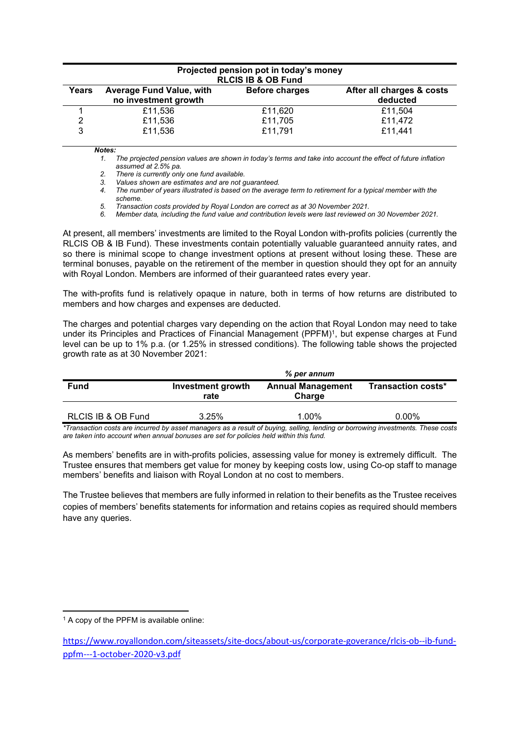| Projected pension pot in today's money RLCIS IB & OB Fund | | | |
|---|---|---|---|
| **Years** | **Average Fund Value, with no investment growth** | **Before charges** | **After all charges & costs deducted** |
| 1 | £11,536 | £11,620 | £11,504 |
| 2 | £11,536 | £11,705 | £11,472 |
| 3 | £11,536 | £11,791 | £11,441 |

***Notes:***

1. *The projected pension values are shown in today's terms and take into account the effect of future inflation assumed at 2.5% pa.*
2. *There is currently only one fund available.*
3. *Values shown are estimates and are not guaranteed.*
4. *The number of years illustrated is based on the average term to retirement for a typical member with the scheme.*
5. *Transaction costs provided by Royal London are correct as at 30 November 2021.*
6. *Member data, including the fund value and contribution levels were last reviewed on 30 November 2021.*

At present, all members' investments are limited to the Royal London with-profits policies (currently the RLCIS OB & IB Fund). These investments contain potentially valuable guaranteed annuity rates, and so there is minimal scope to change investment options at present without losing these. These are terminal bonuses, payable on the retirement of the member in question should they opt for an annuity with Royal London. Members are informed of their guaranteed rates every year.

The with-profits fund is relatively opaque in nature, both in terms of how returns are distributed to members and how charges and expenses are deducted.

The charges and potential charges vary depending on the action that Royal London may need to take under its Principles and Practices of Financial Management (PPFM)[1], but expense charges at Fund level can be up to 1% p.a. (or 1.25% in stressed conditions). The following table shows the projected growth rate as at 30 November 2021:

| | *% per annum* | | |
|---|---|---|---|
| **Fund** | **Investment growth rate** | **Annual Management Charge** | **Transaction costs*** |
| RLCIS IB & OB Fund | 3.25% | 1.00% | 0.00% |

*\*Transaction costs are incurred by asset managers as a result of buying, selling, lending or borrowing investments. These costs are taken into account when annual bonuses are set for policies held within this fund.*

As members' benefits are in with-profits policies, assessing value for money is extremely difficult. The Trustee ensures that members get value for money by keeping costs low, using Co-op staff to manage members' benefits and liaison with Royal London at no cost to members.

The Trustee believes that members are fully informed in relation to their benefits as the Trustee receives copies of members' benefits statements for information and retains copies as required should members have any queries.

[1] A copy of the PPFM is available online:

https://www.royallondon.com/siteassets/site-docs/about-us/corporate-goverance/rlcis-ob--ib-fund-ppfm---1-october-2020-v3.pdf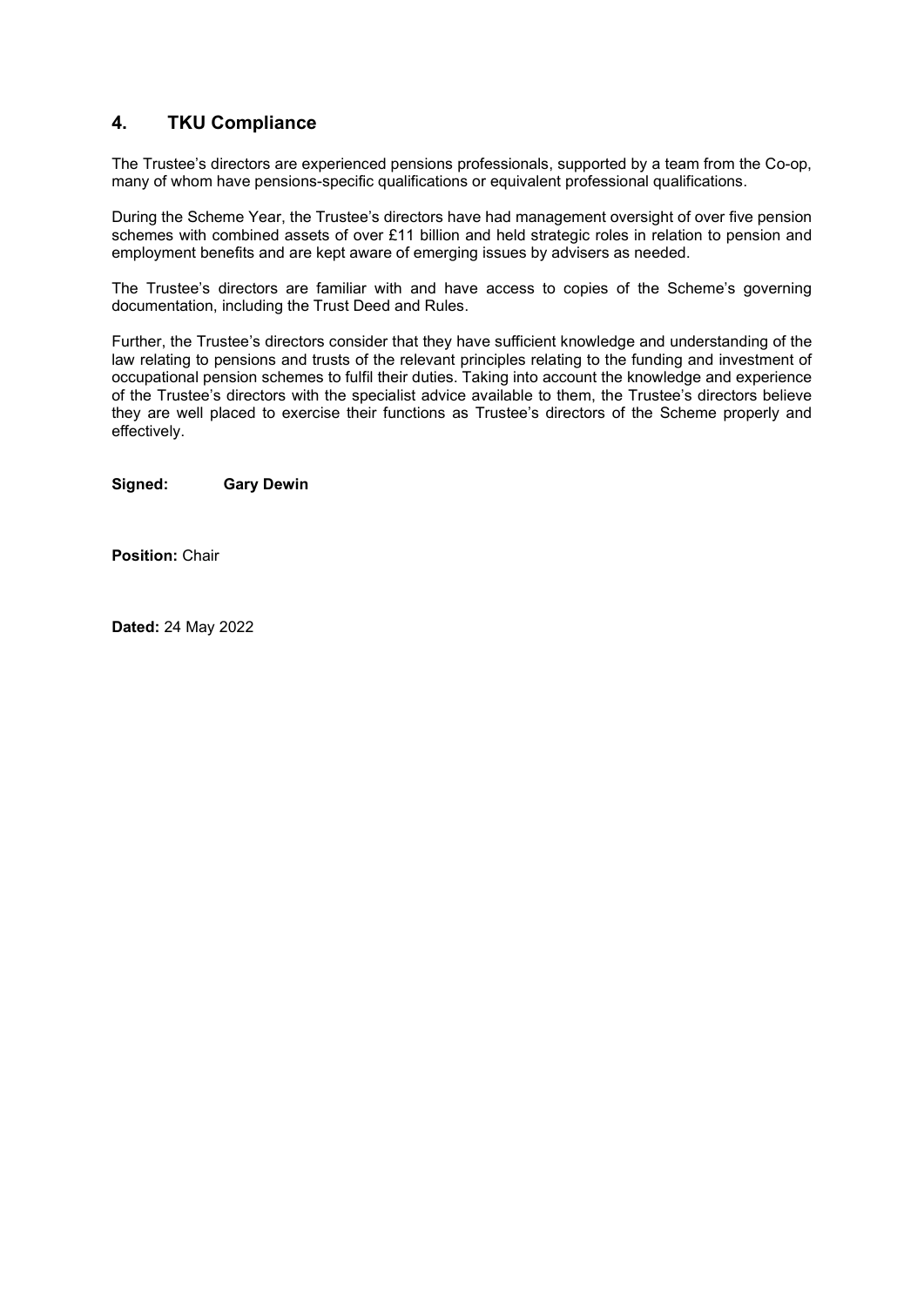## 4. TKU Compliance

The Trustee's directors are experienced pensions professionals, supported by a team from the Co-op, many of whom have pensions-specific qualifications or equivalent professional qualifications.

During the Scheme Year, the Trustee's directors have had management oversight of over five pension schemes with combined assets of over £11 billion and held strategic roles in relation to pension and employment benefits and are kept aware of emerging issues by advisers as needed.

The Trustee's directors are familiar with and have access to copies of the Scheme's governing documentation, including the Trust Deed and Rules.

Further, the Trustee's directors consider that they have sufficient knowledge and understanding of the law relating to pensions and trusts of the relevant principles relating to the funding and investment of occupational pension schemes to fulfil their duties. Taking into account the knowledge and experience of the Trustee's directors with the specialist advice available to them, the Trustee's directors believe they are well placed to exercise their functions as Trustee's directors of the Scheme properly and effectively.

**Signed:** **Gary Dewin**

**Position:** Chair

**Dated:** 24 May 2022